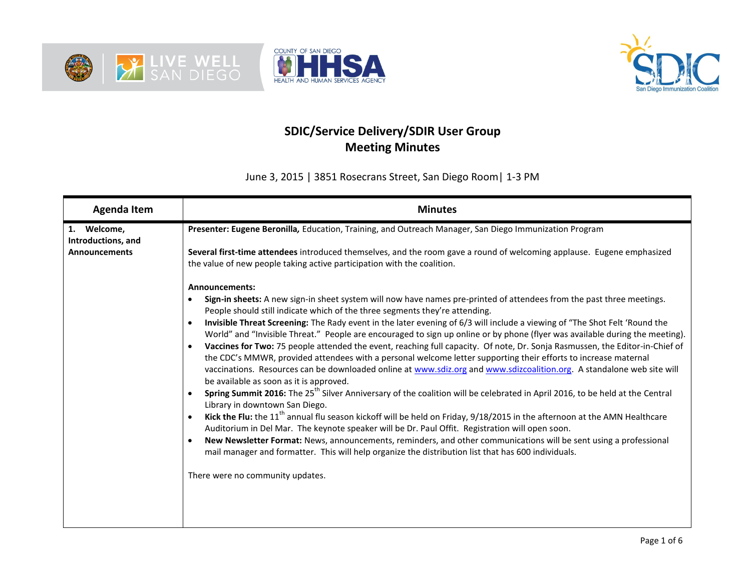# SDIC/Service Delivery/SDIR User Group
# Meeting Minutes

June 3, 2015 | 3851 Rosecrans Street, San Diego Room| 1-3 PM

| Agenda Item | Minutes |
|---|---|
| **1. Welcome, Introductions, and Announcements** | **Presenter: Eugene Beronilla,** Education, Training, and Outreach Manager, San Diego Immunization Program<br><br>**Several first-time attendees** introduced themselves, and the room gave a round of welcoming applause. Eugene emphasized the value of new people taking active participation with the coalition.<br><br>**Announcements:**<br>• **Sign-in sheets:** A new sign-in sheet system will now have names pre-printed of attendees from the past three meetings. People should still indicate which of the three segments they're attending.<br>• **Invisible Threat Screening:** The Rady event in the later evening of 6/3 will include a viewing of "The Shot Felt 'Round the World" and "Invisible Threat." People are encouraged to sign up online or by phone (flyer was available during the meeting).<br>• **Vaccines for Two:** 75 people attended the event, reaching full capacity. Of note, Dr. Sonja Rasmussen, the Editor-in-Chief of the CDC's MMWR, provided attendees with a personal welcome letter supporting their efforts to increase maternal vaccinations. Resources can be downloaded online at www.sdiz.org and www.sdizcoalition.org. A standalone web site will be available as soon as it is approved.<br>• **Spring Summit 2016:** The 25th Silver Anniversary of the coalition will be celebrated in April 2016, to be held at the Central Library in downtown San Diego.<br>• **Kick the Flu:** the 11th annual flu season kickoff will be held on Friday, 9/18/2015 in the afternoon at the AMN Healthcare Auditorium in Del Mar. The keynote speaker will be Dr. Paul Offit. Registration will open soon.<br>• **New Newsletter Format:** News, announcements, reminders, and other communications will be sent using a professional mail manager and formatter. This will help organize the distribution list that has 600 individuals.<br><br>There were no community updates. |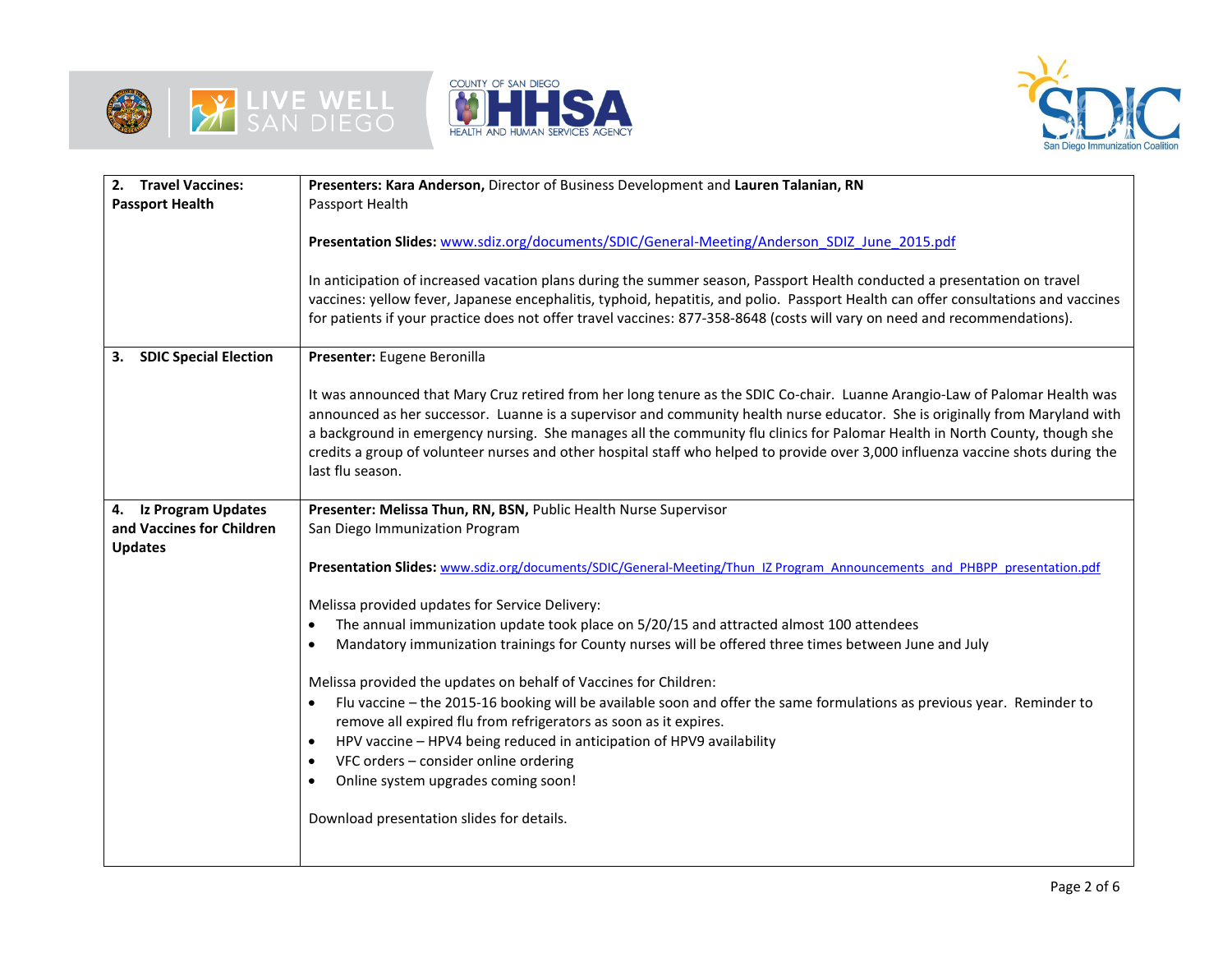| | |
|---|---|
| **2. Travel Vaccines: Passport Health** | **Presenters: Kara Anderson,** Director of Business Development and **Lauren Talanian, RN**<br>Passport Health<br><br>**Presentation Slides:** www.sdiz.org/documents/SDIC/General-Meeting/Anderson_SDIZ_June_2015.pdf<br><br>In anticipation of increased vacation plans during the summer season, Passport Health conducted a presentation on travel vaccines: yellow fever, Japanese encephalitis, typhoid, hepatitis, and polio. Passport Health can offer consultations and vaccines for patients if your practice does not offer travel vaccines: 877-358-8648 (costs will vary on need and recommendations). |
| **3. SDIC Special Election** | **Presenter:** Eugene Beronilla<br><br>It was announced that Mary Cruz retired from her long tenure as the SDIC Co-chair. Luanne Arangio-Law of Palomar Health was announced as her successor. Luanne is a supervisor and community health nurse educator. She is originally from Maryland with a background in emergency nursing. She manages all the community flu clinics for Palomar Health in North County, though she credits a group of volunteer nurses and other hospital staff who helped to provide over 3,000 influenza vaccine shots during the last flu season. |
| **4. Iz Program Updates and Vaccines for Children Updates** | **Presenter: Melissa Thun, RN, BSN,** Public Health Nurse Supervisor<br>San Diego Immunization Program<br><br>**Presentation Slides:** www.sdiz.org/documents/SDIC/General-Meeting/Thun_IZ Program_Announcements_and_PHBPP_presentation.pdf<br><br>Melissa provided updates for Service Delivery:<br>• The annual immunization update took place on 5/20/15 and attracted almost 100 attendees<br>• Mandatory immunization trainings for County nurses will be offered three times between June and July<br><br>Melissa provided the updates on behalf of Vaccines for Children:<br>• Flu vaccine – the 2015-16 booking will be available soon and offer the same formulations as previous year. Reminder to remove all expired flu from refrigerators as soon as it expires.<br>• HPV vaccine – HPV4 being reduced in anticipation of HPV9 availability<br>• VFC orders – consider online ordering<br>• Online system upgrades coming soon!<br><br>Download presentation slides for details. |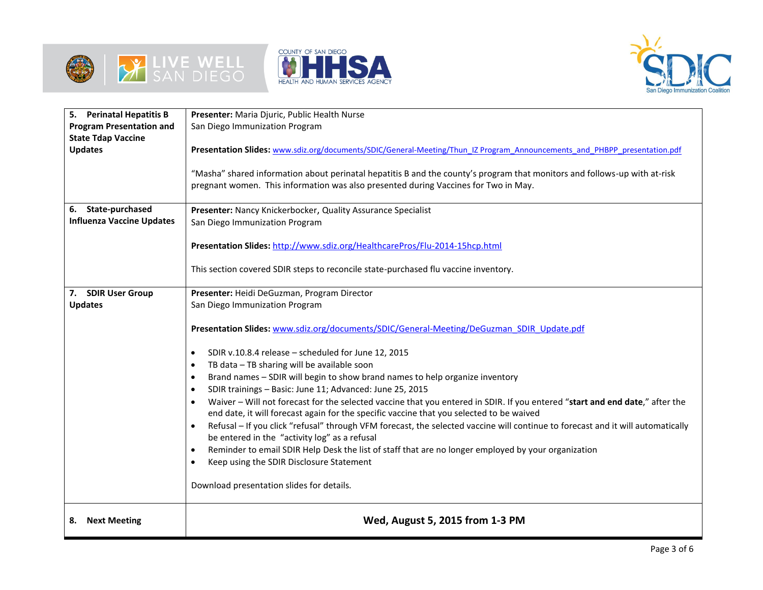| | |
|---|---|
| **5. Perinatal Hepatitis B Program Presentation and State Tdap Vaccine Updates** | **Presenter:** Maria Djuric, Public Health Nurse<br>San Diego Immunization Program<br><br>**Presentation Slides:** www.sdiz.org/documents/SDIC/General-Meeting/Thun_IZ Program_Announcements_and_PHBPP_presentation.pdf<br><br>"Masha" shared information about perinatal hepatitis B and the county's program that monitors and follows-up with at-risk pregnant women. This information was also presented during Vaccines for Two in May. |
| **6. State-purchased Influenza Vaccine Updates** | **Presenter:** Nancy Knickerbocker, Quality Assurance Specialist<br>San Diego Immunization Program<br><br>**Presentation Slides:** http://www.sdiz.org/HealthcarePros/Flu-2014-15hcp.html<br><br>This section covered SDIR steps to reconcile state-purchased flu vaccine inventory. |
| **7. SDIR User Group Updates** | **Presenter:** Heidi DeGuzman, Program Director<br>San Diego Immunization Program<br><br>**Presentation Slides:** www.sdiz.org/documents/SDIC/General-Meeting/DeGuzman_SDIR_Update.pdf<br><br>• SDIR v.10.8.4 release – scheduled for June 12, 2015<br>• TB data – TB sharing will be available soon<br>• Brand names – SDIR will begin to show brand names to help organize inventory<br>• SDIR trainings – Basic: June 11; Advanced: June 25, 2015<br>• Waiver – Will not forecast for the selected vaccine that you entered in SDIR. If you entered "**start and end date**," after the end date, it will forecast again for the specific vaccine that you selected to be waived<br>• Refusal – If you click "refusal" through VFM forecast, the selected vaccine will continue to forecast and it will automatically be entered in the "activity log" as a refusal<br>• Reminder to email SDIR Help Desk the list of staff that are no longer employed by your organization<br>• Keep using the SDIR Disclosure Statement<br><br>Download presentation slides for details. |
| **8. Next Meeting** | **Wed, August 5, 2015 from 1-3 PM** |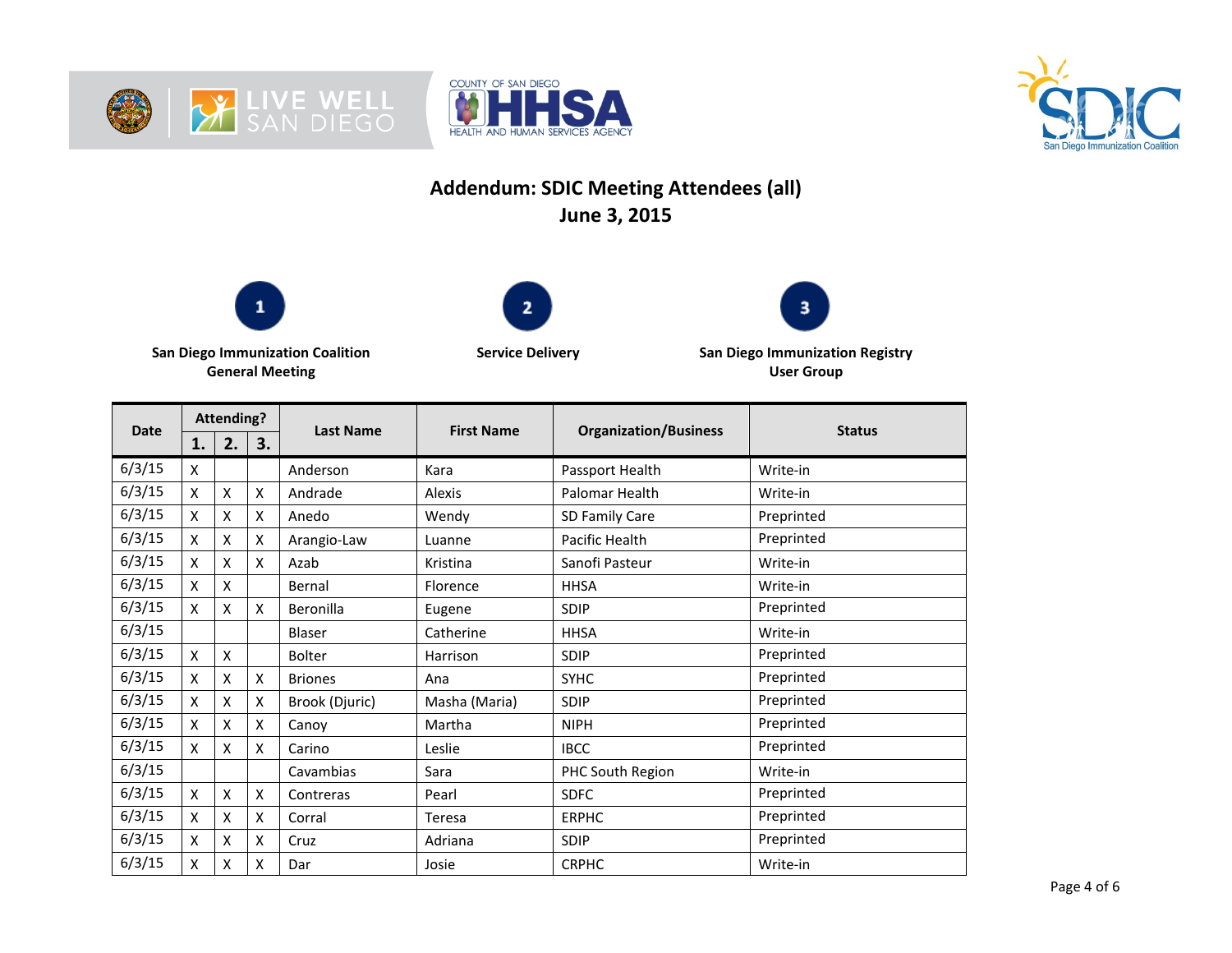## Addendum: SDIC Meeting Attendees (all)
## June 3, 2015

1. **San Diego Immunization Coalition General Meeting**
2. **Service Delivery**
3. **San Diego Immunization Registry User Group**

| Date | Attending? | | | Last Name | First Name | Organization/Business | Status |
|---|---|---|---|---|---|---|---|
| | 1. | 2. | 3. | | | | |
| 6/3/15 | X | | | Anderson | Kara | Passport Health | Write-in |
| 6/3/15 | X | X | X | Andrade | Alexis | Palomar Health | Write-in |
| 6/3/15 | X | X | X | Anedo | Wendy | SD Family Care | Preprinted |
| 6/3/15 | X | X | X | Arangio-Law | Luanne | Pacific Health | Preprinted |
| 6/3/15 | X | X | X | Azab | Kristina | Sanofi Pasteur | Write-in |
| 6/3/15 | X | X | | Bernal | Florence | HHSA | Write-in |
| 6/3/15 | X | X | X | Beronilla | Eugene | SDIP | Preprinted |
| 6/3/15 | | | | Blaser | Catherine | HHSA | Write-in |
| 6/3/15 | X | X | | Bolter | Harrison | SDIP | Preprinted |
| 6/3/15 | X | X | X | Briones | Ana | SYHC | Preprinted |
| 6/3/15 | X | X | X | Brook (Djuric) | Masha (Maria) | SDIP | Preprinted |
| 6/3/15 | X | X | X | Canoy | Martha | NIPH | Preprinted |
| 6/3/15 | X | X | X | Carino | Leslie | IBCC | Preprinted |
| 6/3/15 | | | | Cavambias | Sara | PHC South Region | Write-in |
| 6/3/15 | X | X | X | Contreras | Pearl | SDFC | Preprinted |
| 6/3/15 | X | X | X | Corral | Teresa | ERPHC | Preprinted |
| 6/3/15 | X | X | X | Cruz | Adriana | SDIP | Preprinted |
| 6/3/15 | X | X | X | Dar | Josie | CRPHC | Write-in |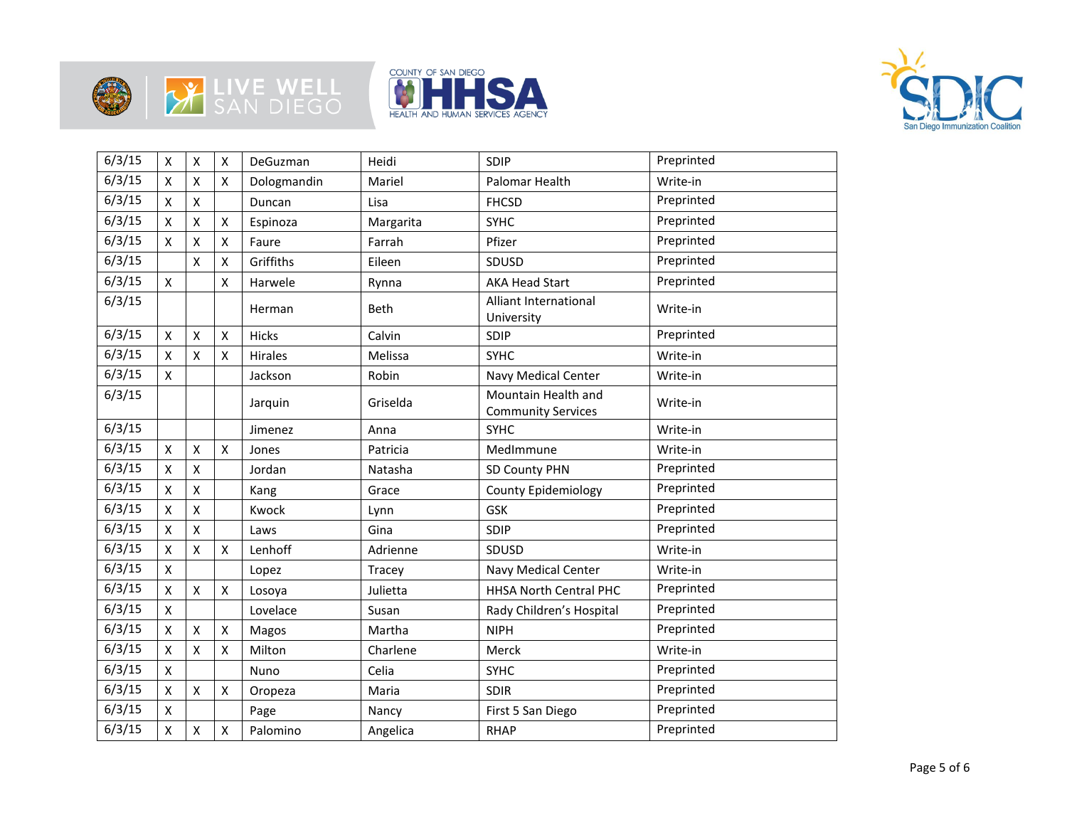| | | | | | | | |
|---|---|---|---|---|---|---|---|
| 6/3/15 | X | X | X | DeGuzman | Heidi | SDIP | Preprinted |
| 6/3/15 | X | X | X | Dologmandin | Mariel | Palomar Health | Write-in |
| 6/3/15 | X | X | | Duncan | Lisa | FHCSD | Preprinted |
| 6/3/15 | X | X | X | Espinoza | Margarita | SYHC | Preprinted |
| 6/3/15 | X | X | X | Faure | Farrah | Pfizer | Preprinted |
| 6/3/15 | | X | X | Griffiths | Eileen | SDUSD | Preprinted |
| 6/3/15 | X | | X | Harwele | Rynna | AKA Head Start | Preprinted |
| 6/3/15 | | | | Herman | Beth | Alliant International University | Write-in |
| 6/3/15 | X | X | X | Hicks | Calvin | SDIP | Preprinted |
| 6/3/15 | X | X | X | Hirales | Melissa | SYHC | Write-in |
| 6/3/15 | X | | | Jackson | Robin | Navy Medical Center | Write-in |
| 6/3/15 | | | | Jarquin | Griselda | Mountain Health and Community Services | Write-in |
| 6/3/15 | | | | Jimenez | Anna | SYHC | Write-in |
| 6/3/15 | X | X | X | Jones | Patricia | MedImmune | Write-in |
| 6/3/15 | X | X | | Jordan | Natasha | SD County PHN | Preprinted |
| 6/3/15 | X | X | | Kang | Grace | County Epidemiology | Preprinted |
| 6/3/15 | X | X | | Kwock | Lynn | GSK | Preprinted |
| 6/3/15 | X | X | | Laws | Gina | SDIP | Preprinted |
| 6/3/15 | X | X | X | Lenhoff | Adrienne | SDUSD | Write-in |
| 6/3/15 | X | | | Lopez | Tracey | Navy Medical Center | Write-in |
| 6/3/15 | X | X | X | Losoya | Julietta | HHSA North Central PHC | Preprinted |
| 6/3/15 | X | | | Lovelace | Susan | Rady Children's Hospital | Preprinted |
| 6/3/15 | X | X | X | Magos | Martha | NIPH | Preprinted |
| 6/3/15 | X | X | X | Milton | Charlene | Merck | Write-in |
| 6/3/15 | X | | | Nuno | Celia | SYHC | Preprinted |
| 6/3/15 | X | X | X | Oropeza | Maria | SDIR | Preprinted |
| 6/3/15 | X | | | Page | Nancy | First 5 San Diego | Preprinted |
| 6/3/15 | X | X | X | Palomino | Angelica | RHAP | Preprinted |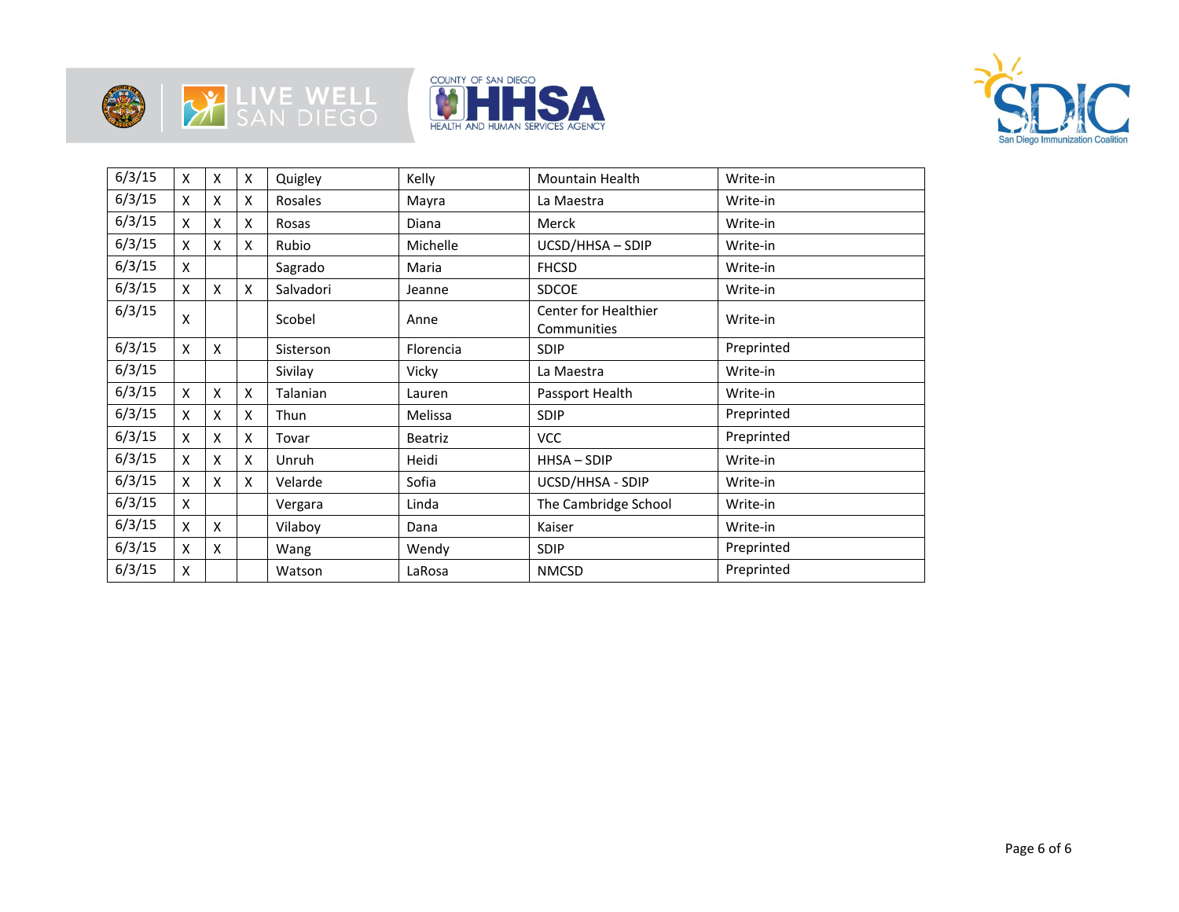| | | | | | | | |
|---|---|---|---|---|---|---|---|
| 6/3/15 | X | X | X | Quigley | Kelly | Mountain Health | Write-in |
| 6/3/15 | X | X | X | Rosales | Mayra | La Maestra | Write-in |
| 6/3/15 | X | X | X | Rosas | Diana | Merck | Write-in |
| 6/3/15 | X | X | X | Rubio | Michelle | UCSD/HHSA – SDIP | Write-in |
| 6/3/15 | X | | | Sagrado | Maria | FHCSD | Write-in |
| 6/3/15 | X | X | X | Salvadori | Jeanne | SDCOE | Write-in |
| 6/3/15 | X | | | Scobel | Anne | Center for Healthier Communities | Write-in |
| 6/3/15 | X | X | | Sisterson | Florencia | SDIP | Preprinted |
| 6/3/15 | | | | Sivilay | Vicky | La Maestra | Write-in |
| 6/3/15 | X | X | X | Talanian | Lauren | Passport Health | Write-in |
| 6/3/15 | X | X | X | Thun | Melissa | SDIP | Preprinted |
| 6/3/15 | X | X | X | Tovar | Beatriz | VCC | Preprinted |
| 6/3/15 | X | X | X | Unruh | Heidi | HHSA – SDIP | Write-in |
| 6/3/15 | X | X | X | Velarde | Sofia | UCSD/HHSA - SDIP | Write-in |
| 6/3/15 | X | | | Vergara | Linda | The Cambridge School | Write-in |
| 6/3/15 | X | X | | Vilaboy | Dana | Kaiser | Write-in |
| 6/3/15 | X | X | | Wang | Wendy | SDIP | Preprinted |
| 6/3/15 | X | | | Watson | LaRosa | NMCSD | Preprinted |